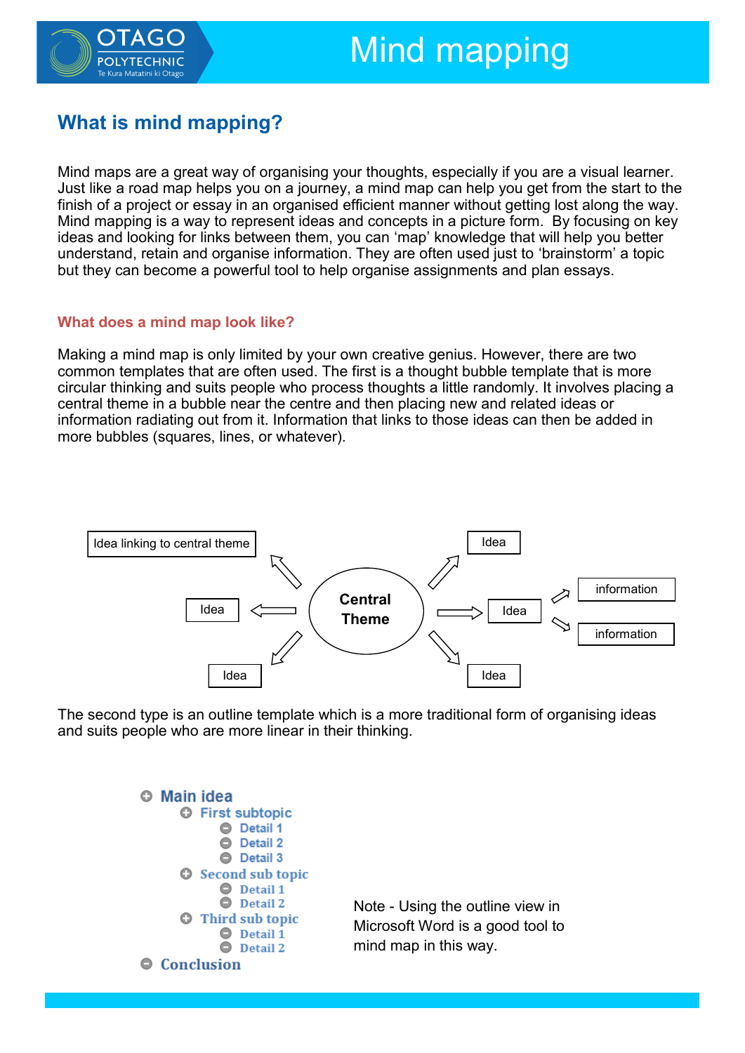# Mind mapping

## What is mind mapping?

Mind maps are a great way of organising your thoughts, especially if you are a visual learner. Just like a road map helps you on a journey, a mind map can help you get from the start to the finish of a project or essay in an organised efficient manner without getting lost along the way. Mind mapping is a way to represent ideas and concepts in a picture form. By focusing on key ideas and looking for links between them, you can 'map' knowledge that will help you better understand, retain and organise information. They are often used just to 'brainstorm' a topic but they can become a powerful tool to help organise assignments and plan essays.

### What does a mind map look like?

Making a mind map is only limited by your own creative genius. However, there are two common templates that are often used. The first is a thought bubble template that is more circular thinking and suits people who process thoughts a little randomly. It involves placing a central theme in a bubble near the centre and then placing new and related ideas or information radiating out from it. Information that links to those ideas can then be added in more bubbles (squares, lines, or whatever).

Idea linking to central theme

Idea

Idea

**Central Theme**

Idea

Idea

Idea

information

information

The second type is an outline template which is a more traditional form of organising ideas and suits people who are more linear in their thinking.

- Main idea
  - First subtopic
    - Detail 1
    - Detail 2
    - Detail 3
  - Second sub topic
    - Detail 1
    - Detail 2
  - Third sub topic
    - Detail 1
    - Detail 2
- Conclusion

Note - Using the outline view in Microsoft Word is a good tool to mind map in this way.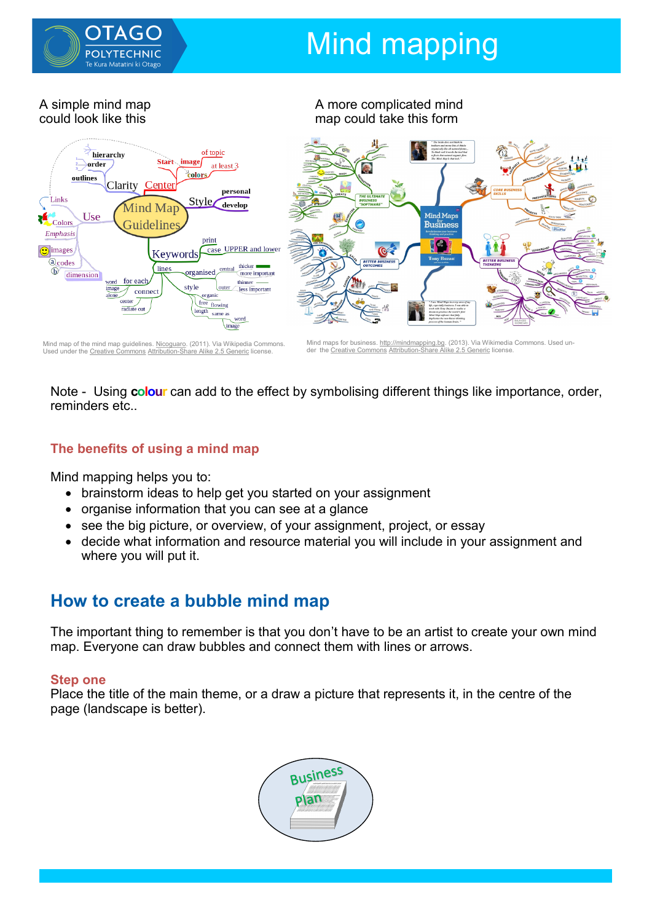# Mind mapping

A simple mind map could look like this

Mind map of the mind map guidelines. Nicoguaro. (2011). Via Wikipedia Commons. Used under the Creative Commons Attribution-Share Alike 2.5 Generic license.

A more complicated mind map could take this form

Mind maps for business. http://mindmapping.bg. (2013). Via Wikimedia Commons. Used under the Creative Commons Attribution-Share Alike 2.5 Generic license.

Note - Using **colour** can add to the effect by symbolising different things like importance, order, reminders etc..

### The benefits of using a mind map

Mind mapping helps you to:

- brainstorm ideas to help get you started on your assignment
- organise information that you can see at a glance
- see the big picture, or overview, of your assignment, project, or essay
- decide what information and resource material you will include in your assignment and where you will put it.

## How to create a bubble mind map

The important thing to remember is that you don't have to be an artist to create your own mind map. Everyone can draw bubbles and connect them with lines or arrows.

### Step one

Place the title of the main theme, or a draw a picture that represents it, in the centre of the page (landscape is better).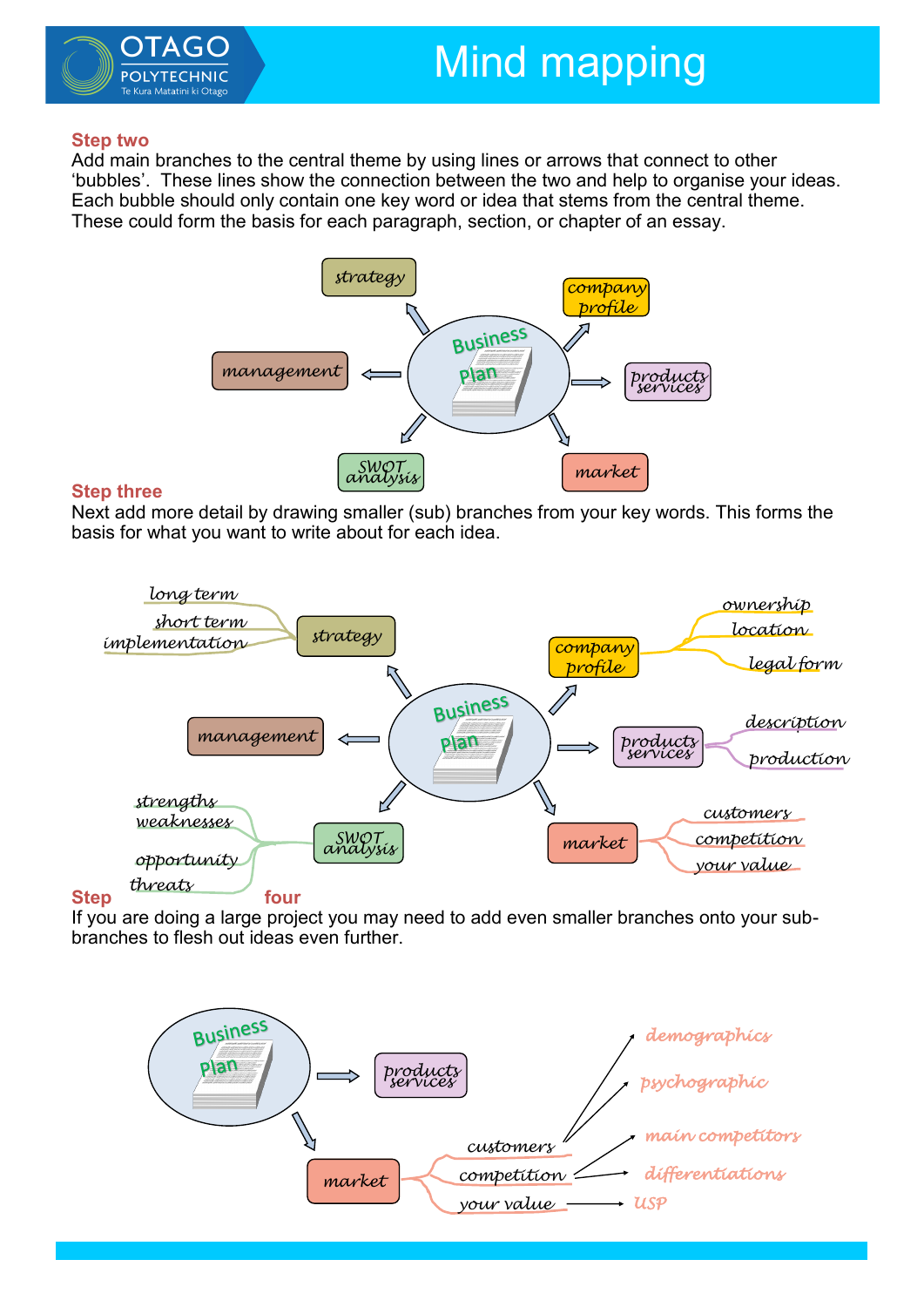# Mind mapping

## Step two

Add main branches to the central theme by using lines or arrows that connect to other 'bubbles'. These lines show the connection between the two and help to organise your ideas. Each bubble should only contain one key word or idea that stems from the central theme. These could form the basis for each paragraph, section, or chapter of an essay.

Business Plan → strategy, company profile, products services, market, SWOT analysis, management

## Step three

Next add more detail by drawing smaller (sub) branches from your key words. This forms the basis for what you want to write about for each idea.

- strategy: long term, short term, implementation
- company profile: ownership, location, legal form
- products services: description, production
- market: customers, competition, your value
- SWOT analysis: strengths, weaknesses, opportunity, threats
- management

## Step four

If you are doing a large project you may need to add even smaller branches onto your sub-branches to flesh out ideas even further.

- market
  - customers → demographics, psychographic
  - competition → main competitors, differentiations
  - your value → USP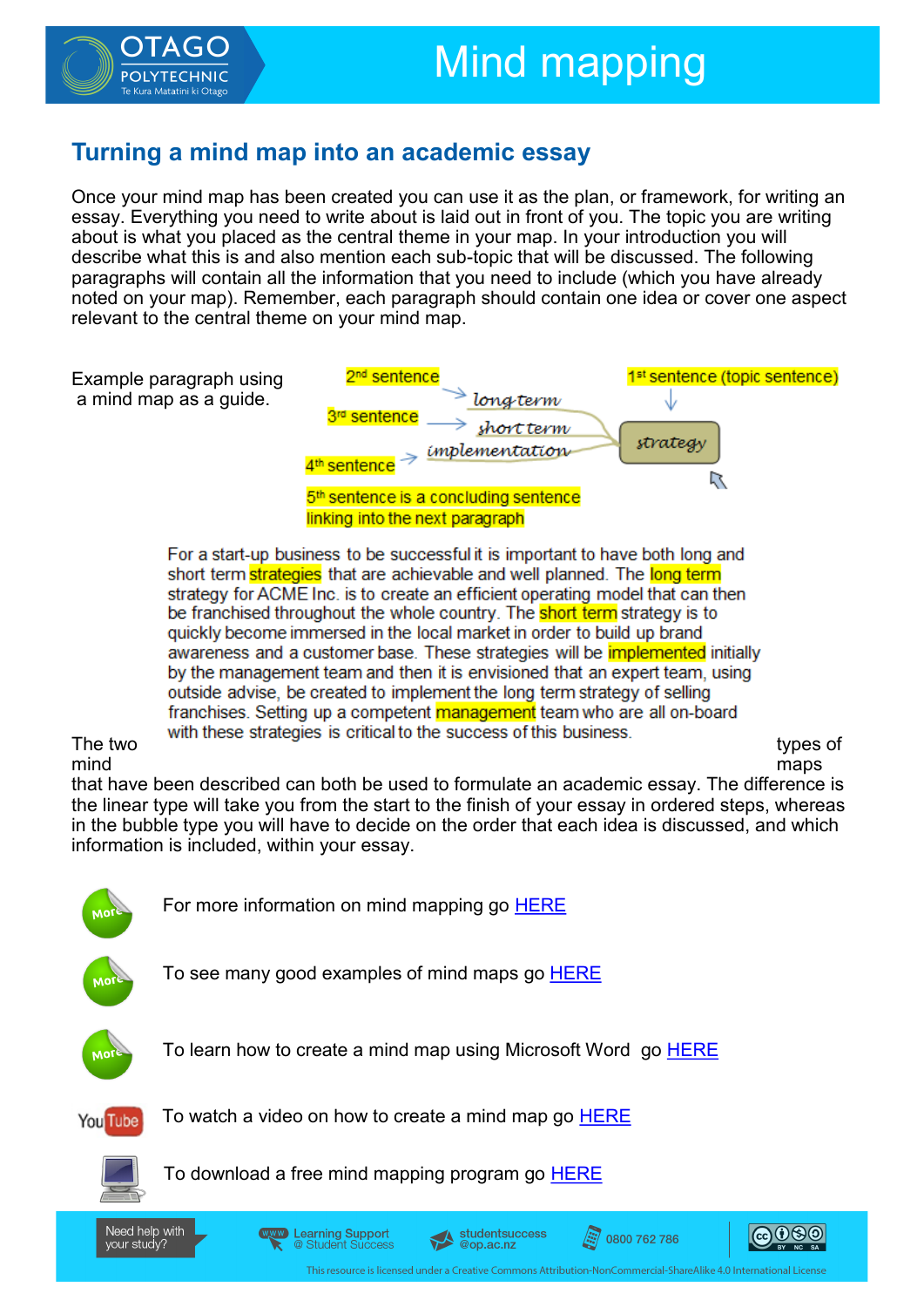## Turning a mind map into an academic essay

Once your mind map has been created you can use it as the plan, or framework, for writing an essay. Everything you need to write about is laid out in front of you. The topic you are writing about is what you placed as the central theme in your map. In your introduction you will describe what this is and also mention each sub-topic that will be discussed. The following paragraphs will contain all the information that you need to include (which you have already noted on your map). Remember, each paragraph should contain one idea or cover one aspect relevant to the central theme on your mind map.

Example paragraph using a mind map as a guide.

2nd sentence
3rd sentence
4th sentence
1st sentence (topic sentence)
long term
short term
implementation
strategy
5th sentence is a concluding sentence linking into the next paragraph

For a start-up business to be successful it is important to have both long and short term strategies that are achievable and well planned. The long term strategy for ACME Inc. is to create an efficient operating model that can then be franchised throughout the whole country. The short term strategy is to quickly become immersed in the local market in order to build up brand awareness and a customer base. These strategies will be implemented initially by the management team and then it is envisioned that an expert team, using outside advise, be created to implement the long term strategy of selling franchises. Setting up a competent management team who are all on-board with these strategies is critical to the success of this business.

The two types of mind maps that have been described can both be used to formulate an academic essay. The difference is the linear type will take you from the start to the finish of your essay in ordered steps, whereas in the bubble type you will have to decide on the order that each idea is discussed, and which information is included, within your essay.

For more information on mind mapping go HERE

To see many good examples of mind maps go HERE

To learn how to create a mind map using Microsoft Word go HERE

To watch a video on how to create a mind map go HERE

To download a free mind mapping program go HERE

Need help with your study? Learning Support @ Student Success | studentsuccess@op.ac.nz | 0800 762 786

This resource is licensed under a Creative Commons Attribution-NonCommercial-ShareAlike 4.0 International License